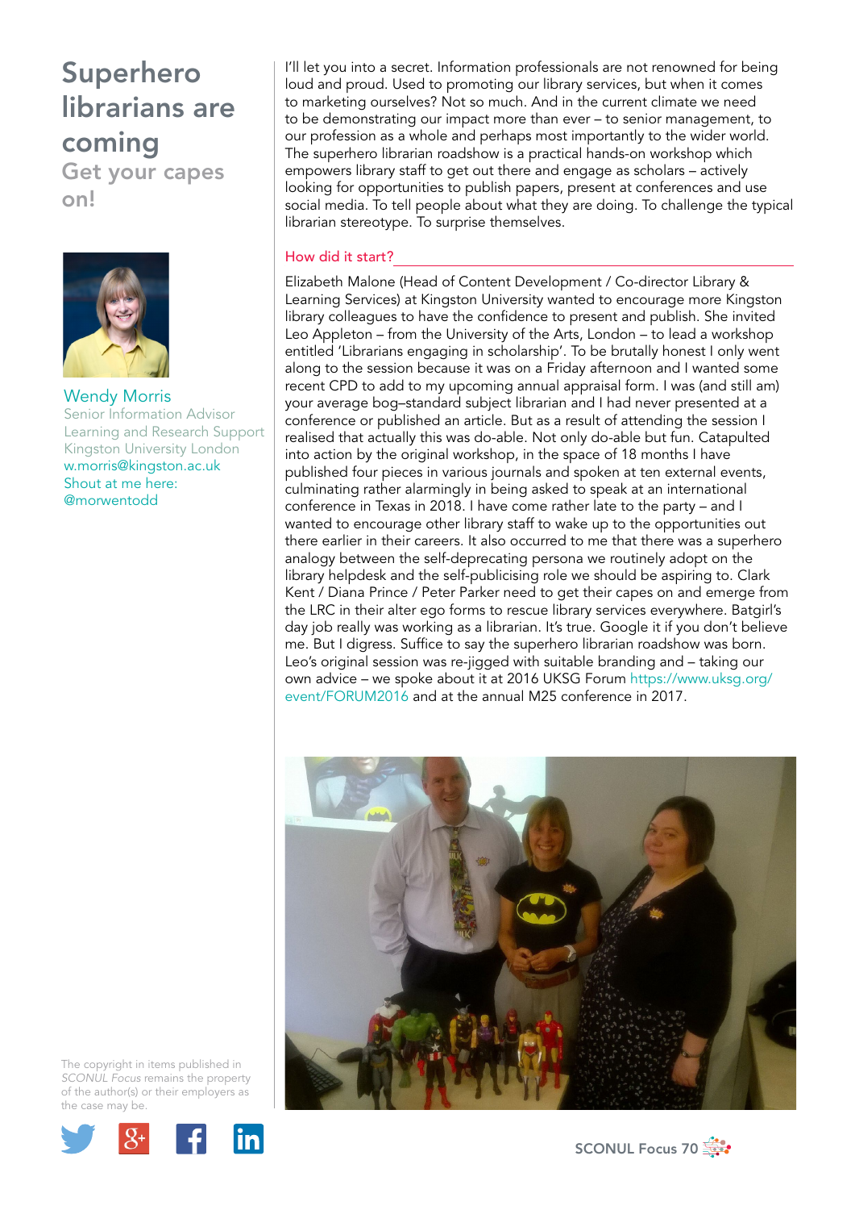# Superhero librarians are coming

## Get your capes on!

**Wendy Morris**
Senior Information Advisor
Learning and Research Support
Kingston University London
w.morris@kingston.ac.uk
Shout at me here:
@morwentodd

I'll let you into a secret. Information professionals are not renowned for being loud and proud. Used to promoting our library services, but when it comes to marketing ourselves? Not so much. And in the current climate we need to be demonstrating our impact more than ever – to senior management, to our profession as a whole and perhaps most importantly to the wider world. The superhero librarian roadshow is a practical hands-on workshop which empowers library staff to get out there and engage as scholars – actively looking for opportunities to publish papers, present at conferences and use social media. To tell people about what they are doing. To challenge the typical librarian stereotype. To surprise themselves.

### How did it start?

Elizabeth Malone (Head of Content Development / Co-director Library & Learning Services) at Kingston University wanted to encourage more Kingston library colleagues to have the confidence to present and publish. She invited Leo Appleton – from the University of the Arts, London – to lead a workshop entitled 'Librarians engaging in scholarship'. To be brutally honest I only went along to the session because it was on a Friday afternoon and I wanted some recent CPD to add to my upcoming annual appraisal form. I was (and still am) your average bog–standard subject librarian and I had never presented at a conference or published an article. But as a result of attending the session I realised that actually this was do-able. Not only do-able but fun. Catapulted into action by the original workshop, in the space of 18 months I have published four pieces in various journals and spoken at ten external events, culminating rather alarmingly in being asked to speak at an international conference in Texas in 2018. I have come rather late to the party – and I wanted to encourage other library staff to wake up to the opportunities out there earlier in their careers. It also occurred to me that there was a superhero analogy between the self-deprecating persona we routinely adopt on the library helpdesk and the self-publicising role we should be aspiring to. Clark Kent / Diana Prince / Peter Parker need to get their capes on and emerge from the LRC in their alter ego forms to rescue library services everywhere. Batgirl's day job really was working as a librarian. It's true. Google it if you don't believe me. But I digress. Suffice to say the superhero librarian roadshow was born. Leo's original session was re-jigged with suitable branding and – taking our own advice – we spoke about it at 2016 UKSG Forum https://www.uksg.org/event/FORUM2016 and at the annual M25 conference in 2017.

The copyright in items published in *SCONUL Focus* remains the property of the author(s) or their employers as the case may be.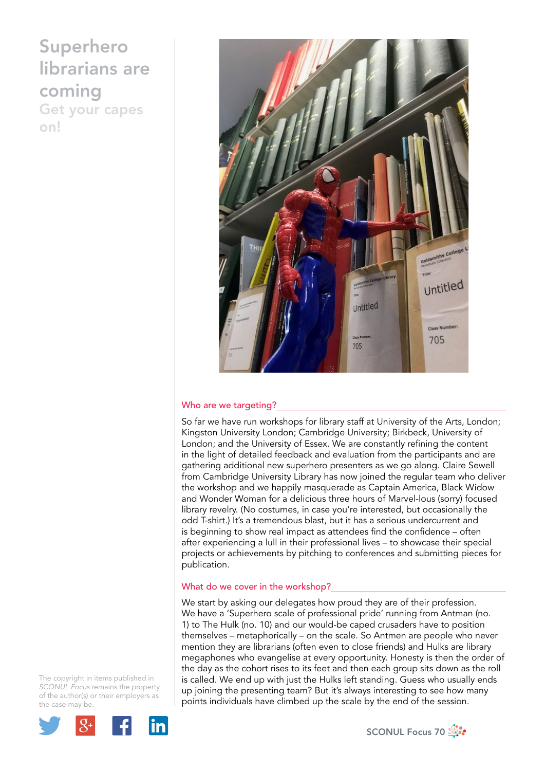# Superhero librarians are coming

## Get your capes on!

### Who are we targeting?

So far we have run workshops for library staff at University of the Arts, London; Kingston University London; Cambridge University; Birkbeck, University of London; and the University of Essex. We are constantly refining the content in the light of detailed feedback and evaluation from the participants and are gathering additional new superhero presenters as we go along. Claire Sewell from Cambridge University Library has now joined the regular team who deliver the workshop and we happily masquerade as Captain America, Black Widow and Wonder Woman for a delicious three hours of Marvel-lous (sorry) focused library revelry. (No costumes, in case you're interested, but occasionally the odd T-shirt.) It's a tremendous blast, but it has a serious undercurrent and is beginning to show real impact as attendees find the confidence – often after experiencing a lull in their professional lives – to showcase their special projects or achievements by pitching to conferences and submitting pieces for publication.

### What do we cover in the workshop?

We start by asking our delegates how proud they are of their profession. We have a 'Superhero scale of professional pride' running from Antman (no. 1) to The Hulk (no. 10) and our would-be caped crusaders have to position themselves – metaphorically – on the scale. So Antmen are people who never mention they are librarians (often even to close friends) and Hulks are library megaphones who evangelise at every opportunity. Honesty is then the order of the day as the cohort rises to its feet and then each group sits down as the roll is called. We end up with just the Hulks left standing. Guess who usually ends up joining the presenting team? But it's always interesting to see how many points individuals have climbed up the scale by the end of the session.

The copyright in items published in *SCONUL Focus* remains the property of the author(s) or their employers as the case may be.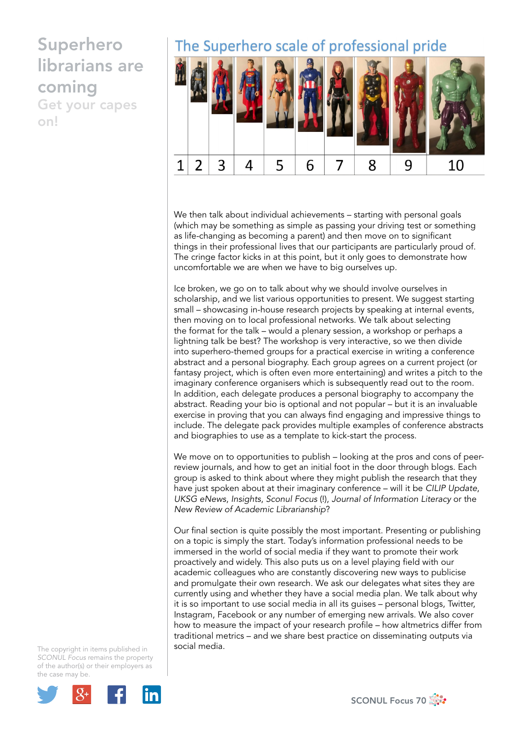# Superhero librarians are coming

## Get your capes on!

### The Superhero scale of professional pride

| 1 | 2 | 3 | 4 | 5 | 6 | 7 | 8 | 9 | 10 |
|---|---|---|---|---|---|---|---|---|---|

We then talk about individual achievements – starting with personal goals (which may be something as simple as passing your driving test or something as life-changing as becoming a parent) and then move on to significant things in their professional lives that our participants are particularly proud of. The cringe factor kicks in at this point, but it only goes to demonstrate how uncomfortable we are when we have to big ourselves up.

Ice broken, we go on to talk about why we should involve ourselves in scholarship, and we list various opportunities to present. We suggest starting small – showcasing in-house research projects by speaking at internal events, then moving on to local professional networks. We talk about selecting the format for the talk – would a plenary session, a workshop or perhaps a lightning talk be best? The workshop is very interactive, so we then divide into superhero-themed groups for a practical exercise in writing a conference abstract and a personal biography. Each group agrees on a current project (or fantasy project, which is often even more entertaining) and writes a pitch to the imaginary conference organisers which is subsequently read out to the room. In addition, each delegate produces a personal biography to accompany the abstract. Reading your bio is optional and not popular – but it is an invaluable exercise in proving that you can always find engaging and impressive things to include. The delegate pack provides multiple examples of conference abstracts and biographies to use as a template to kick-start the process.

We move on to opportunities to publish – looking at the pros and cons of peer-review journals, and how to get an initial foot in the door through blogs. Each group is asked to think about where they might publish the research that they have just spoken about at their imaginary conference – will it be *CILIP Update*, *UKSG eNews*, *Insights*, *Sconul Focus* (!), *Journal of Information Literacy* or the *New Review of Academic Librarianship*?

Our final section is quite possibly the most important. Presenting or publishing on a topic is simply the start. Today's information professional needs to be immersed in the world of social media if they want to promote their work proactively and widely. This also puts us on a level playing field with our academic colleagues who are constantly discovering new ways to publicise and promulgate their own research. We ask our delegates what sites they are currently using and whether they have a social media plan. We talk about why it is so important to use social media in all its guises – personal blogs, Twitter, Instagram, Facebook or any number of emerging new arrivals. We also cover how to measure the impact of your research profile – how altmetrics differ from traditional metrics – and we share best practice on disseminating outputs via social media.

The copyright in items published in *SCONUL Focus* remains the property of the author(s) or their employers as the case may be.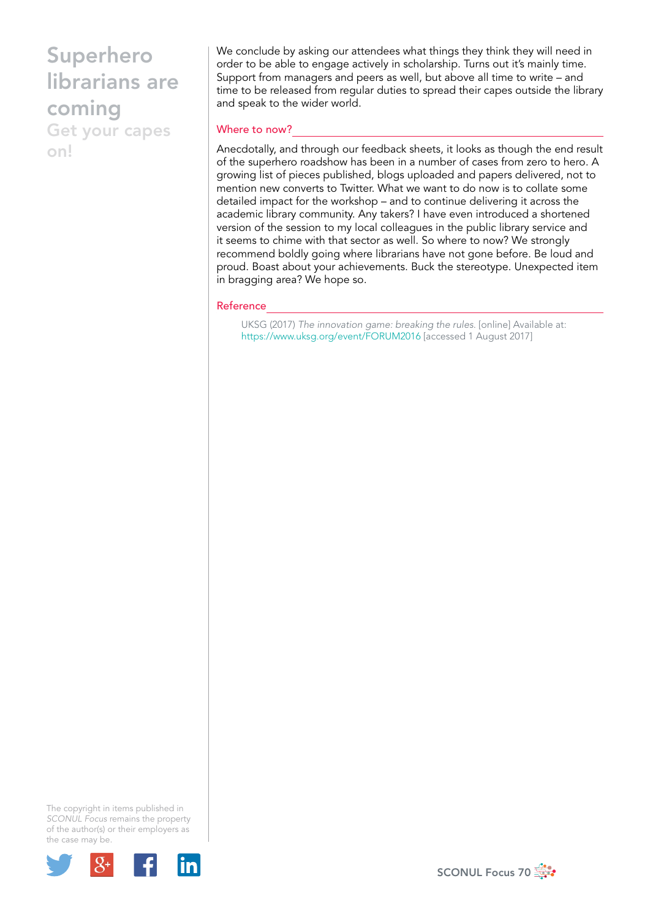We conclude by asking our attendees what things they think they will need in order to be able to engage actively in scholarship. Turns out it's mainly time. Support from managers and peers as well, but above all time to write – and time to be released from regular duties to spread their capes outside the library and speak to the wider world.

## Where to now?

Anecdotally, and through our feedback sheets, it looks as though the end result of the superhero roadshow has been in a number of cases from zero to hero. A growing list of pieces published, blogs uploaded and papers delivered, not to mention new converts to Twitter. What we want to do now is to collate some detailed impact for the workshop – and to continue delivering it across the academic library community. Any takers? I have even introduced a shortened version of the session to my local colleagues in the public library service and it seems to chime with that sector as well. So where to now? We strongly recommend boldly going where librarians have not gone before. Be loud and proud. Boast about your achievements. Buck the stereotype. Unexpected item in bragging area? We hope so.

## Reference

UKSG (2017) *The innovation game: breaking the rules.* [online] Available at: https://www.uksg.org/event/FORUM2016 [accessed 1 August 2017]

The copyright in items published in *SCONUL Focus* remains the property of the author(s) or their employers as the case may be.